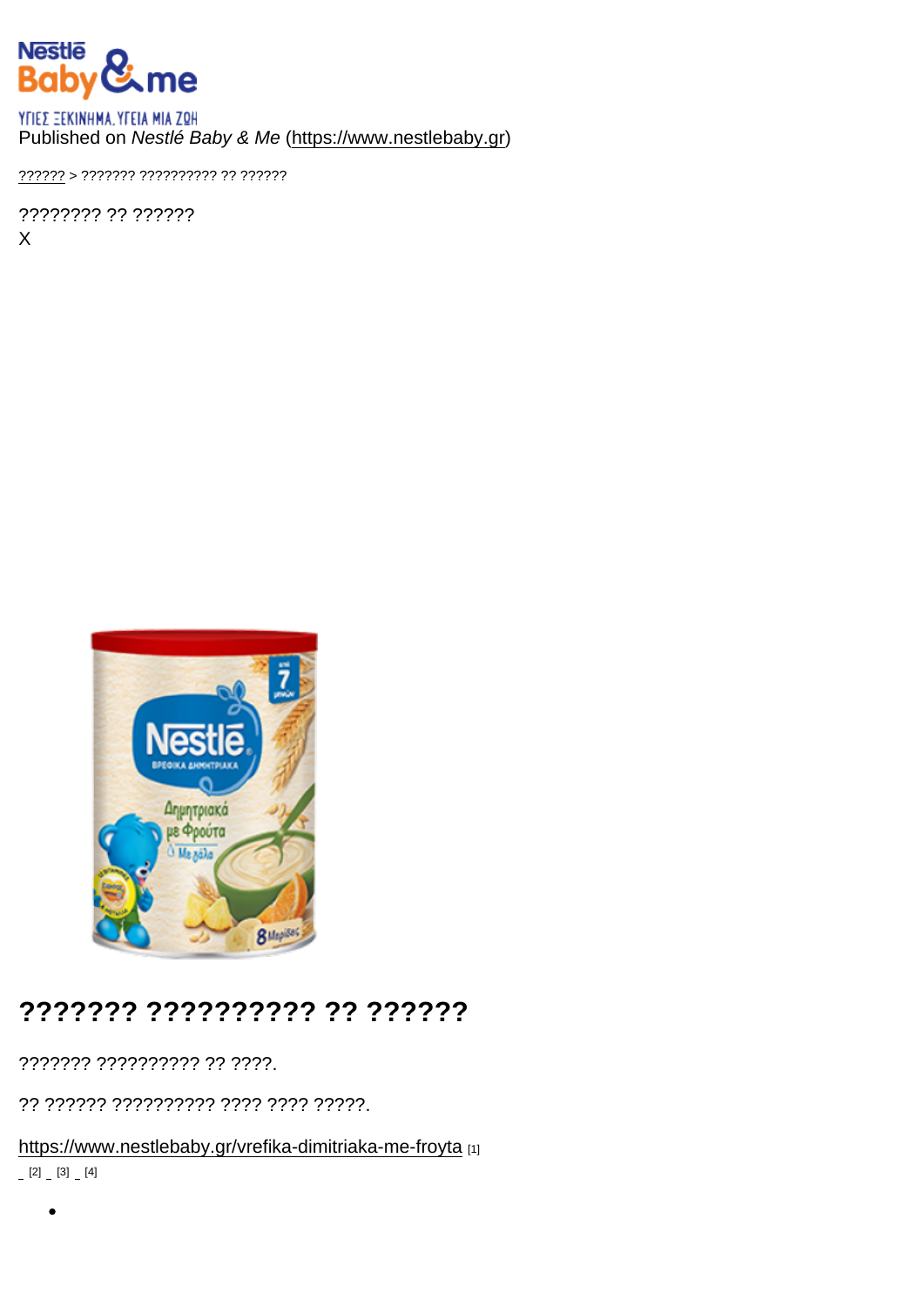Published on *Nestlé Baby & Me* (https://www.nestlebaby.gr)

?????? > ??????? ?????????? ?? ??????

???????? ?? ??????
X

# ??????? ?????????? ?? ??????

??????? ?????????? ?? ????.

?? ?????? ?????????? ???? ???? ?????.

https://www.nestlebaby.gr/vrefika-dimitriaka-me-froyta [1]
_ [2] _ [3] _ [4]

-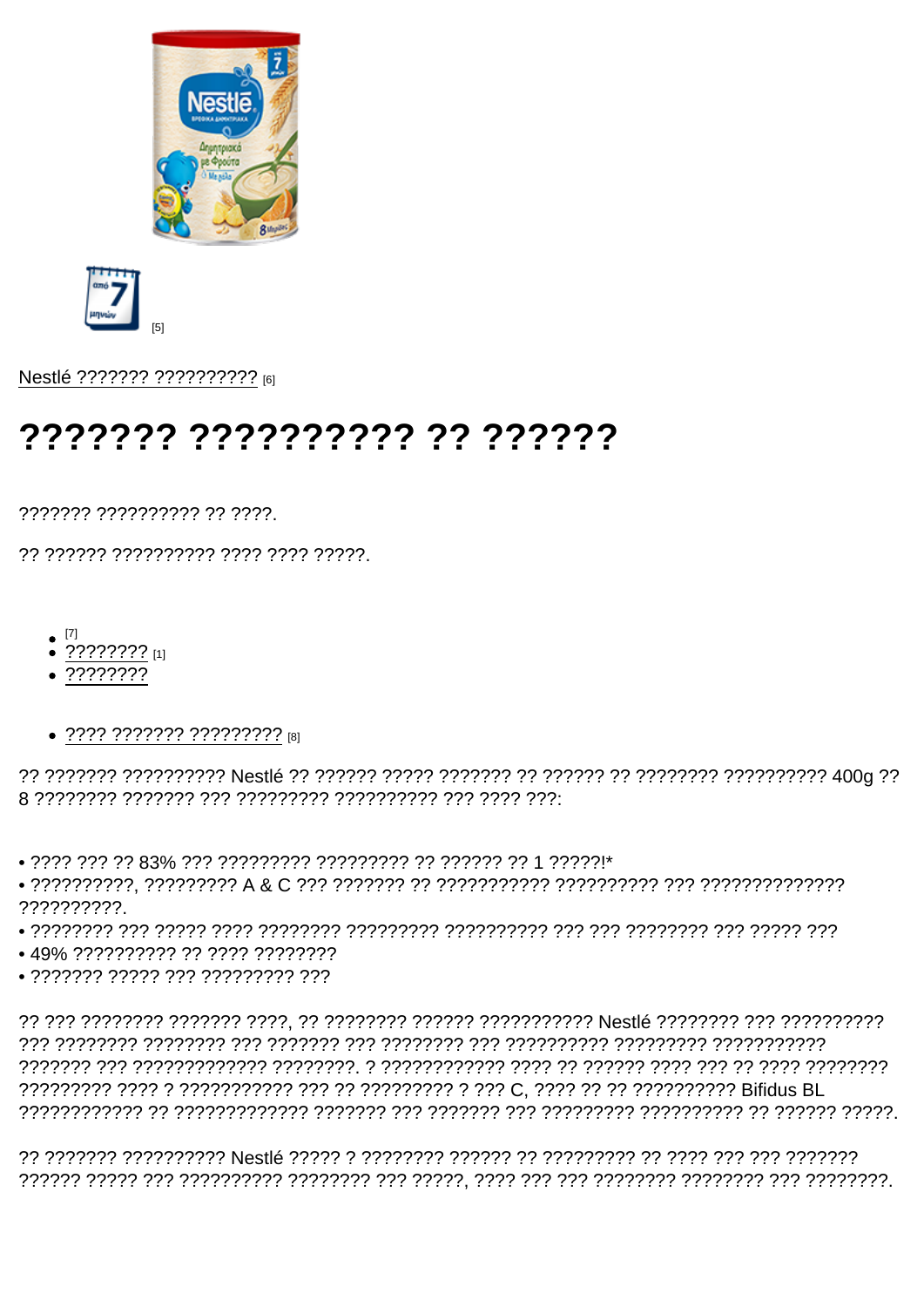[5]

Nestlé ??????? ?????????? [6]

# ??????? ?????????? ?? ??????

??????? ?????????? ?? ????.

?? ?????? ?????????? ???? ???? ?????.

- [7]
- ???????? [1]
- ????????

- ???? ??????? ????????? [8]

?? ??????? ?????????? Nestlé ?? ?????? ????? ??????? ?? ?????? ?? ???????? ?????????? 400g ?? 8 ???????? ??????? ??? ????????? ?????????? ??? ???? ???:

• ???? ??? ?? 83% ??? ????????? ????????? ?? ?????? ?? 1 ?????!*
• ??????????, ????????? A & C ??? ??????? ?? ??????????? ?????????? ??? ??????????????? ???????????.
• ???????? ??? ????? ???? ???????? ????????? ?????????? ??? ??? ???????? ??? ????? ???
• 49% ?????????? ?? ???? ????????
• ??????? ????? ??? ????????? ???

?? ??? ???????? ??????? ????, ?? ???????? ?????? ??????????? Nestlé ???????? ??? ?????????? ??? ???????? ???????? ??? ??????? ??? ???????? ??? ?????????? ????????? ??????????? ??????? ??? ????????????? ????????. ? ???????????? ???? ?? ?????? ???? ??? ?? ???? ???????? ????????? ???? ? ??????????? ??? ?? ????????? ? ??? C, ???? ?? ?? ?????????? Bifidus BL ???????????? ?? ????????????? ??????? ??? ??????? ??? ????????? ?????????? ?? ?????? ?????.

?? ??????? ?????????? Nestlé ????? ? ???????? ?????? ?? ????????? ?? ???? ??? ??? ??????? ?????? ????? ??? ?????????? ???????? ??? ?????, ???? ??? ??? ???????? ???????? ??? ????????.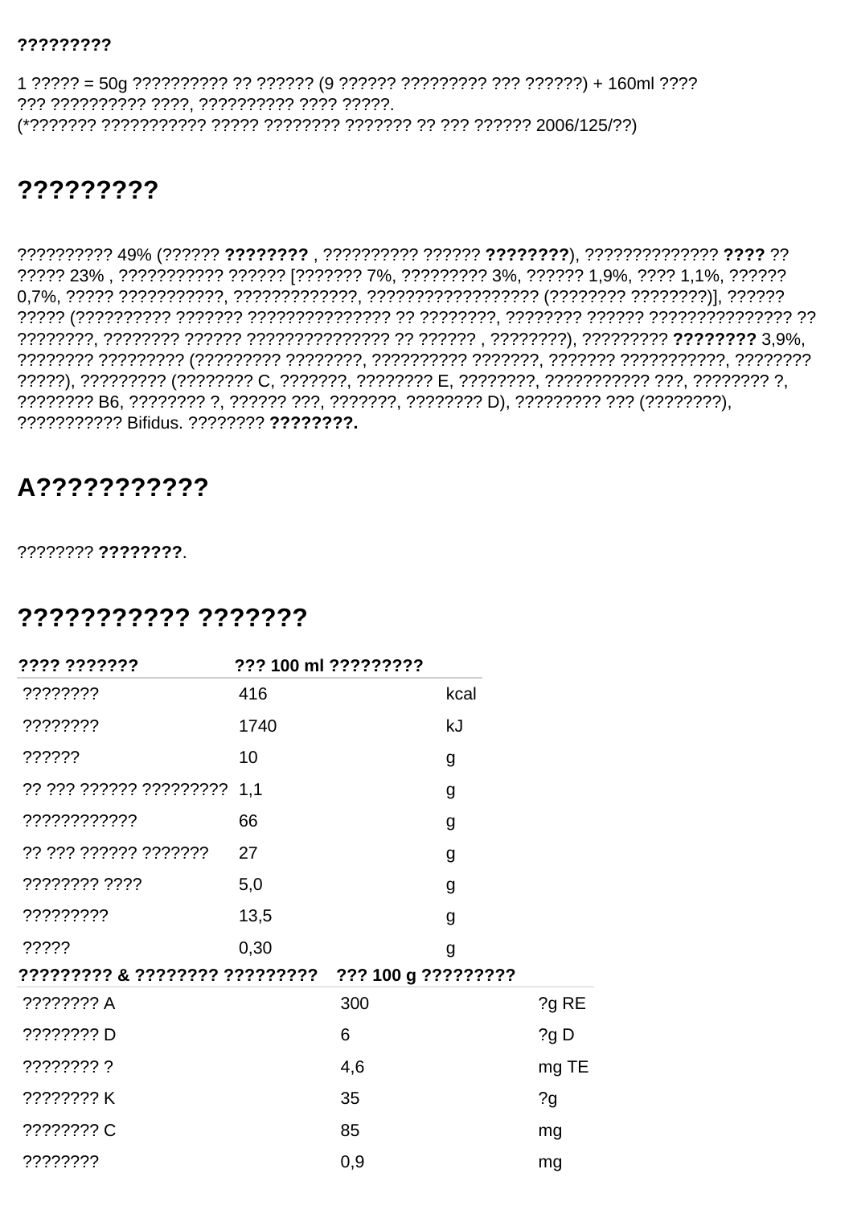**?????????**

1 ????? = 50g ?????????? ?? ?????? (9 ?????? ????????? ??? ??????) + 160ml ????
??? ?????????? ????, ?????????? ???? ?????.
(*??????? ??????????? ????? ???????? ??????? ?? ??? ?????? 2006/125/??)

## ?????????

?????????? 49% (?????? **????????** , ?????????? ?????? **????????**), ?????????????? **????** ?? ????? 23% , ??????????? ?????? [??????? 7%, ????????? 3%, ?????? 1,9%, ???? 1,1%, ?????? 0,7%, ????? ???????????, ?????????????, ?????????????????? (???????? ????????)], ?????? ????? (?????????? ??????? ??????????????? ?? ????????, ???????? ?????? ??????????????? ?? ????????, ???????? ?????? ??????????????? ?? ?????? , ????????), ????????? **????????** 3,9%, ???????? ????????? (????????? ????????, ?????????? ???????, ??????? ???????????, ???????? ?????), ????????? (???????? C, ???????, ???????? E, ????????, ??????????? ???, ???????? ?, ???????? B6, ???????? ?, ?????? ???, ???????, ???????? D), ????????? ??? (????????), ??????????? Bifidus. ???????? **????????.**

## A???????????

???????? **????????**.

## ??????????? ???????

| ???? ??????? | ??? 100 ml ????????? | |
|---|---|---|
| ???????? | 416 | kcal |
| ???????? | 1740 | kJ |
| ?????? | 10 | g |
| ?? ??? ?????? ????????? | 1,1 | g |
| ???????????? | 66 | g |
| ?? ??? ?????? ??????? | 27 | g |
| ???????? ???? | 5,0 | g |
| ????????? | 13,5 | g |
| ????? | 0,30 | g |

| ????????? & ???????? ????????? | ??? 100 g ????????? | |
|---|---|---|
| ???????? A | 300 | ?g RE |
| ???????? D | 6 | ?g D |
| ???????? ? | 4,6 | mg TE |
| ???????? K | 35 | ?g |
| ???????? C | 85 | mg |
| ???????? | 0,9 | mg |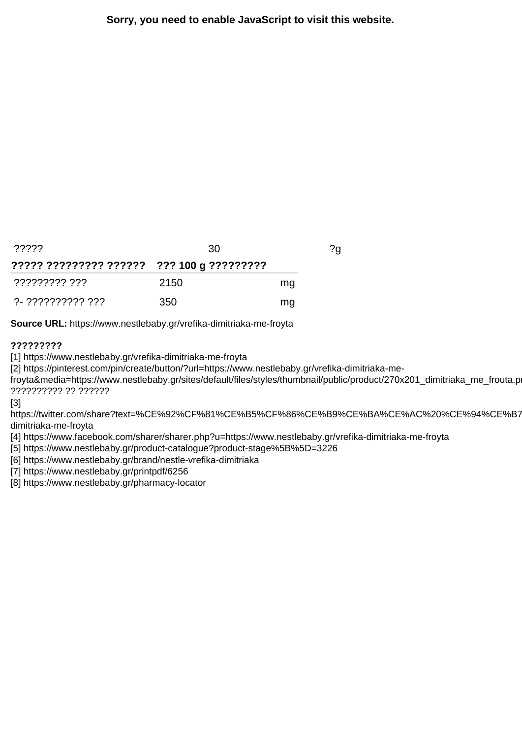**Sorry, you need to enable JavaScript to visit this website.**

| | | |
|---|---|---|
| ????? | 30 | ?g |

| **????? ????????? ??????** | **??? 100 g ?????????** | |
|---|---|---|
| ????????? ??? | 2150 | mg |
| ?- ?????????? ??? | 350 | mg |

**Source URL:** https://www.nestlebaby.gr/vrefika-dimitriaka-me-froyta

**?????????**

[1] https://www.nestlebaby.gr/vrefika-dimitriaka-me-froyta
[2] https://pinterest.com/pin/create/button/?url=https://www.nestlebaby.gr/vrefika-dimitriaka-me-froyta&media=https://www.nestlebaby.gr/sites/default/files/styles/thumbnail/public/product/270x201_dimitriaka_me_frouta.pr
?????????? ?? ??????
[3]
https://twitter.com/share?text=%CE%92%CF%81%CE%B5%CF%86%CE%B9%CE%BA%CE%AC%20%CE%94%CE%B7
dimitriaka-me-froyta
[4] https://www.facebook.com/sharer/sharer.php?u=https://www.nestlebaby.gr/vrefika-dimitriaka-me-froyta
[5] https://www.nestlebaby.gr/product-catalogue?product-stage%5B%5D=3226
[6] https://www.nestlebaby.gr/brand/nestle-vrefika-dimitriaka
[7] https://www.nestlebaby.gr/printpdf/6256
[8] https://www.nestlebaby.gr/pharmacy-locator